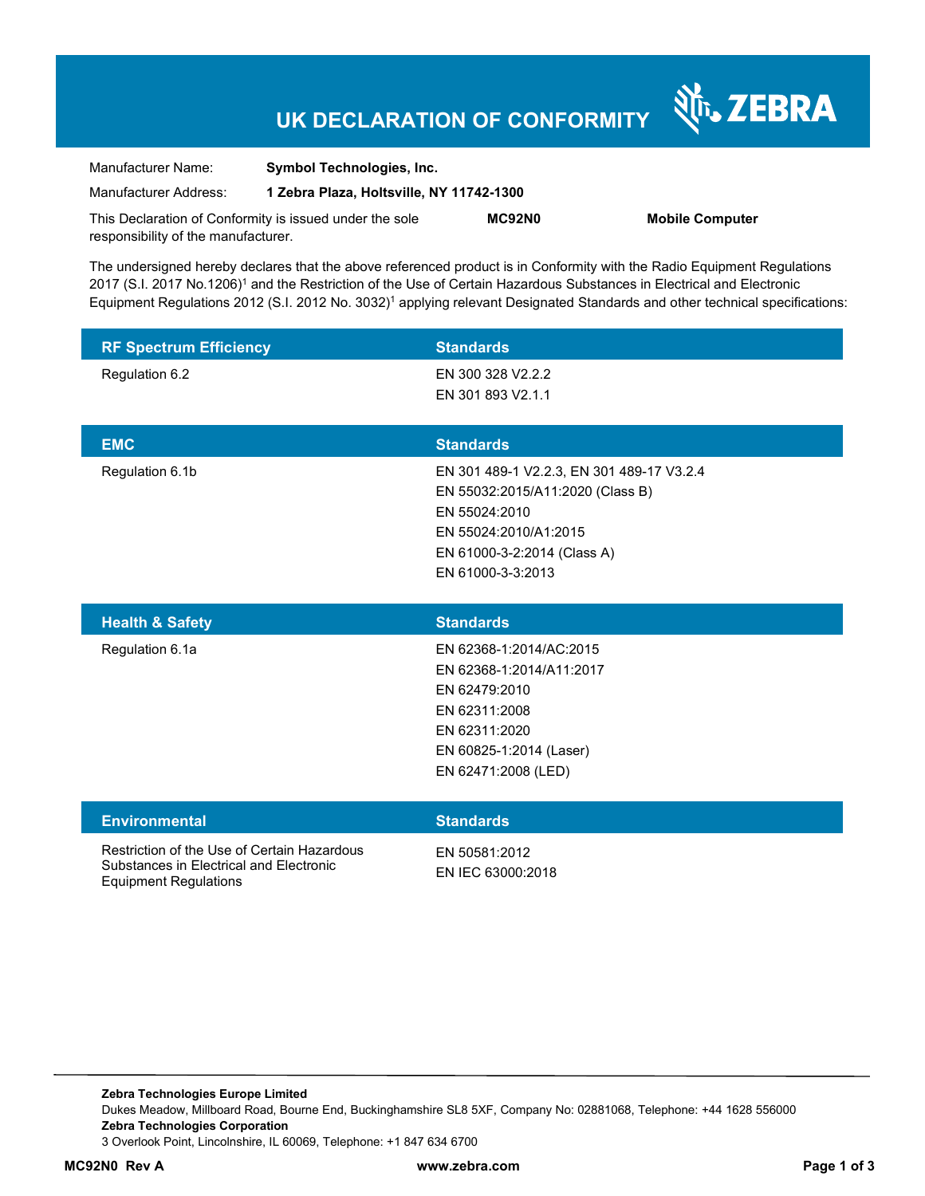# UK DECLARATION OF CONFORMITY

ZEBRA

| | |
|---|---|
| Manufacturer Name: | **Symbol Technologies, Inc.** |
| Manufacturer Address: | **1 Zebra Plaza, Holtsville, NY 11742-1300** |

This Declaration of Conformity is issued under the sole responsibility of the manufacturer. **MC92N0** **Mobile Computer**

The undersigned hereby declares that the above referenced product is in Conformity with the Radio Equipment Regulations 2017 (S.I. 2017 No.1206)[1] and the Restriction of the Use of Certain Hazardous Substances in Electrical and Electronic Equipment Regulations 2012 (S.I. 2012 No. 3032)[1] applying relevant Designated Standards and other technical specifications:

| RF Spectrum Efficiency | Standards |
|---|---|
| Regulation 6.2 | EN 300 328 V2.2.2<br>EN 301 893 V2.1.1 |

| EMC | Standards |
|---|---|
| Regulation 6.1b | EN 301 489-1 V2.2.3, EN 301 489-17 V3.2.4<br>EN 55032:2015/A11:2020 (Class B)<br>EN 55024:2010<br>EN 55024:2010/A1:2015<br>EN 61000-3-2:2014 (Class A)<br>EN 61000-3-3:2013 |

| Health & Safety | Standards |
|---|---|
| Regulation 6.1a | EN 62368-1:2014/AC:2015<br>EN 62368-1:2014/A11:2017<br>EN 62479:2010<br>EN 62311:2008<br>EN 62311:2020<br>EN 60825-1:2014 (Laser)<br>EN 62471:2008 (LED) |

| Environmental | Standards |
|---|---|
| Restriction of the Use of Certain Hazardous Substances in Electrical and Electronic Equipment Regulations | EN 50581:2012<br>EN IEC 63000:2018 |

**Zebra Technologies Europe Limited**
Dukes Meadow, Millboard Road, Bourne End, Buckinghamshire SL8 5XF, Company No: 02881068, Telephone: +44 1628 556000
**Zebra Technologies Corporation**
3 Overlook Point, Lincolnshire, IL 60069, Telephone: +1 847 634 6700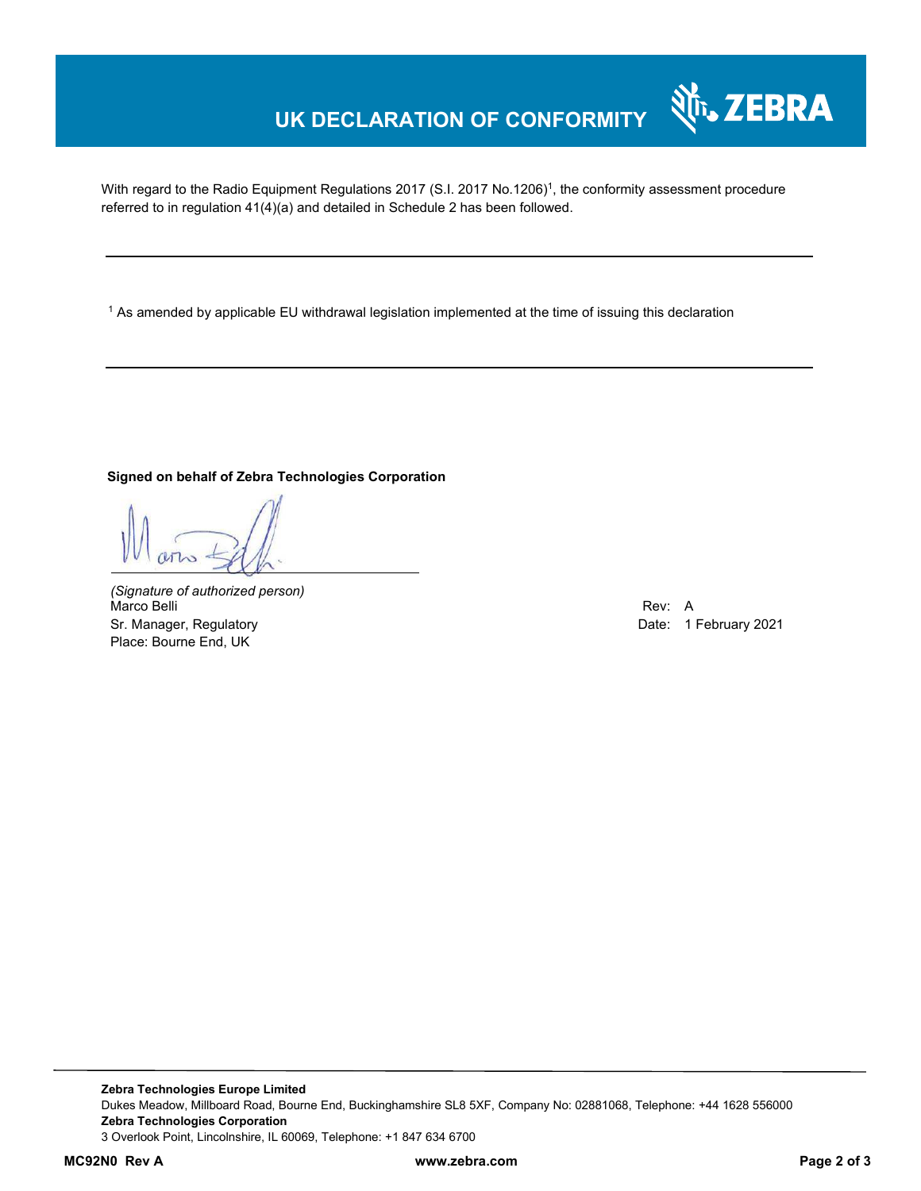# UK DECLARATION OF CONFORMITY

With regard to the Radio Equipment Regulations 2017 (S.I. 2017 No.1206)[1], the conformity assessment procedure referred to in regulation 41(4)(a) and detailed in Schedule 2 has been followed.

---

[1] As amended by applicable EU withdrawal legislation implemented at the time of issuing this declaration

---

**Signed on behalf of Zebra Technologies Corporation**

*(Signature of authorized person)*
Marco Belli
Sr. Manager, Regulatory
Place: Bourne End, UK

Rev: A
Date: 1 February 2021

**Zebra Technologies Europe Limited**
Dukes Meadow, Millboard Road, Bourne End, Buckinghamshire SL8 5XF, Company No: 02881068, Telephone: +44 1628 556000
**Zebra Technologies Corporation**
3 Overlook Point, Lincolnshire, IL 60069, Telephone: +1 847 634 6700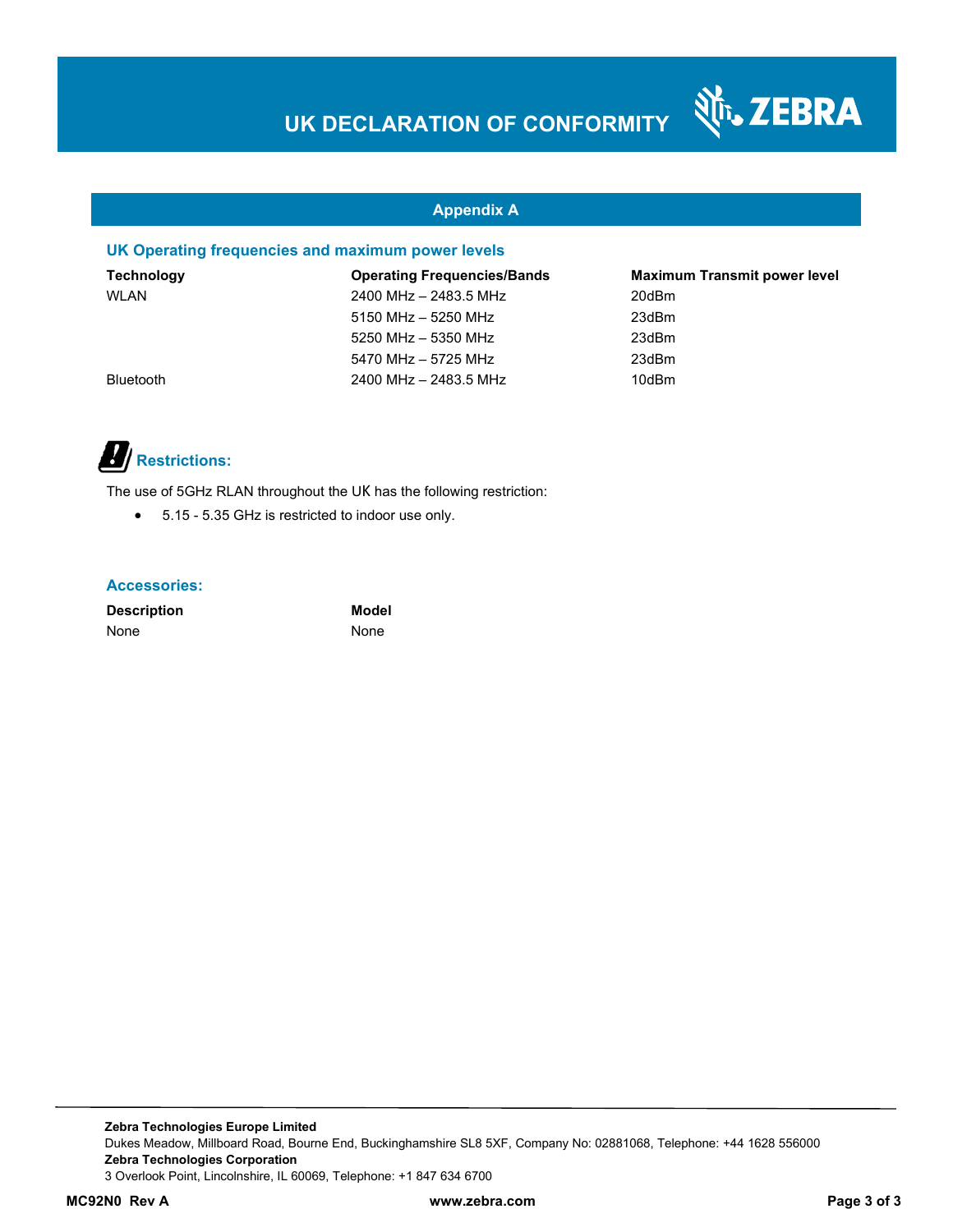# UK DECLARATION OF CONFORMITY

## Appendix A

### UK Operating frequencies and maximum power levels

| Technology | Operating Frequencies/Bands | Maximum Transmit power level |
|---|---|---|
| WLAN | 2400 MHz – 2483.5 MHz | 20dBm |
| | 5150 MHz – 5250 MHz | 23dBm |
| | 5250 MHz – 5350 MHz | 23dBm |
| | 5470 MHz – 5725 MHz | 23dBm |
| Bluetooth | 2400 MHz – 2483.5 MHz | 10dBm |

### Restrictions:

The use of 5GHz RLAN throughout the UK has the following restriction:

- 5.15 - 5.35 GHz is restricted to indoor use only.

### Accessories:

| Description | Model |
|---|---|
| None | None |

**Zebra Technologies Europe Limited**
Dukes Meadow, Millboard Road, Bourne End, Buckinghamshire SL8 5XF, Company No: 02881068, Telephone: +44 1628 556000
**Zebra Technologies Corporation**
3 Overlook Point, Lincolnshire, IL 60069, Telephone: +1 847 634 6700

**MC92N0 Rev A** **www.zebra.com**